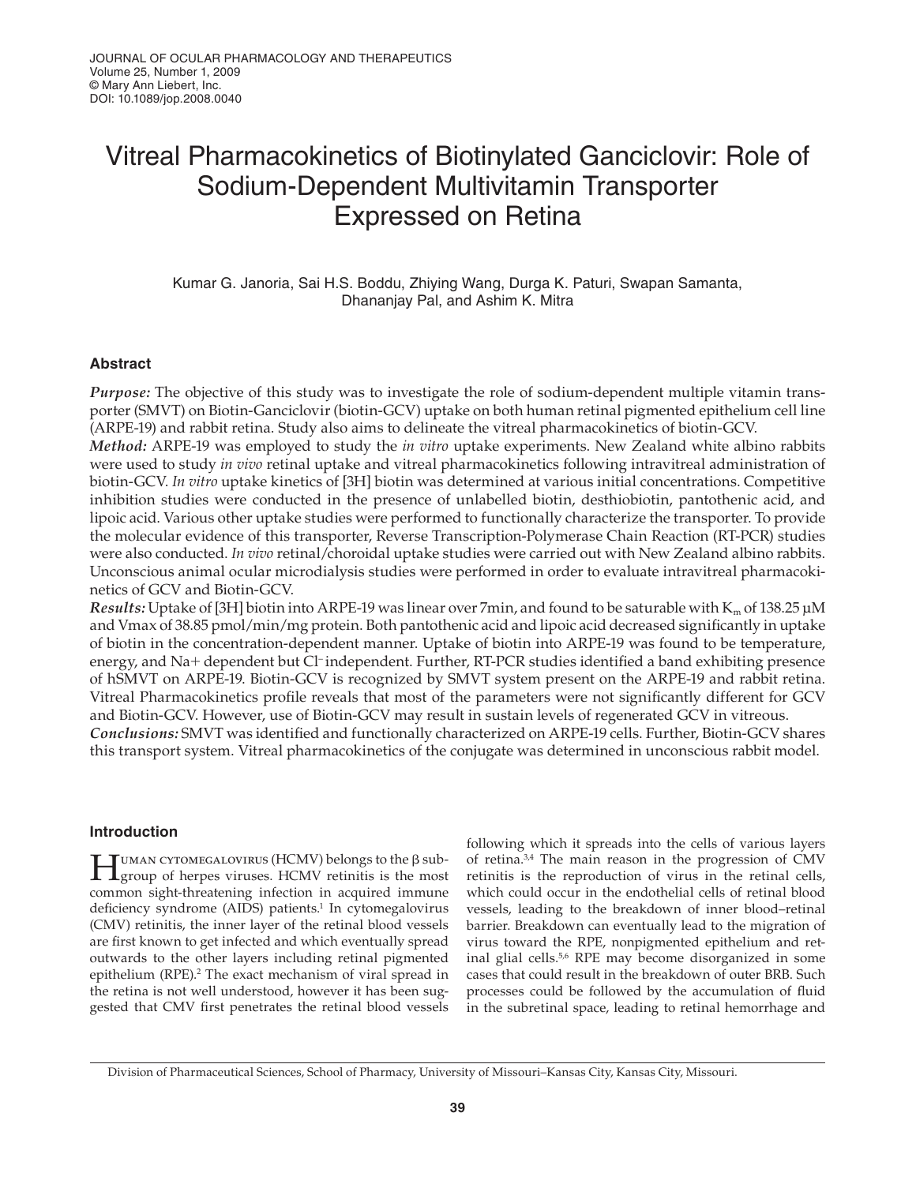# Vitreal Pharmacokinetics of Biotinylated Ganciclovir: Role of Sodium-Dependent Multivitamin Transporter Expressed on Retina

Kumar G. Janoria, Sai H.S. Boddu, Zhiying Wang, Durga K. Paturi, Swapan Samanta, Dhananjay Pal, and Ashim K. Mitra

## Abstract

***Purpose:*** The objective of this study was to investigate the role of sodium-dependent multiple vitamin transporter (SMVT) on Biotin-Ganciclovir (biotin-GCV) uptake on both human retinal pigmented epithelium cell line (ARPE-19) and rabbit retina. Study also aims to delineate the vitreal pharmacokinetics of biotin-GCV.

***Method:*** ARPE-19 was employed to study the *in vitro* uptake experiments. New Zealand white albino rabbits were used to study *in vivo* retinal uptake and vitreal pharmacokinetics following intravitreal administration of biotin-GCV. *In vitro* uptake kinetics of [3H] biotin was determined at various initial concentrations. Competitive inhibition studies were conducted in the presence of unlabelled biotin, desthiobiotin, pantothenic acid, and lipoic acid. Various other uptake studies were performed to functionally characterize the transporter. To provide the molecular evidence of this transporter, Reverse Transcription-Polymerase Chain Reaction (RT-PCR) studies were also conducted. *In vivo* retinal/choroidal uptake studies were carried out with New Zealand albino rabbits. Unconscious animal ocular microdialysis studies were performed in order to evaluate intravitreal pharmacokinetics of GCV and Biotin-GCV.

***Results:*** Uptake of [3H] biotin into ARPE-19 was linear over 7min, and found to be saturable with $K_m$ of 138.25 μM and Vmax of 38.85 pmol/min/mg protein. Both pantothenic acid and lipoic acid decreased significantly in uptake of biotin in the concentration-dependent manner. Uptake of biotin into ARPE-19 was found to be temperature, energy, and $Na+$ dependent but $Cl^-$ independent. Further, RT-PCR studies identified a band exhibiting presence of hSMVT on ARPE-19. Biotin-GCV is recognized by SMVT system present on the ARPE-19 and rabbit retina. Vitreal Pharmacokinetics profile reveals that most of the parameters were not significantly different for GCV and Biotin-GCV. However, use of Biotin-GCV may result in sustain levels of regenerated GCV in vitreous.

***Conclusions:*** SMVT was identified and functionally characterized on ARPE-19 cells. Further, Biotin-GCV shares this transport system. Vitreal pharmacokinetics of the conjugate was determined in unconscious rabbit model.

## Introduction

Human cytomegalovirus (HCMV) belongs to the β subgroup of herpes viruses. HCMV retinitis is the most common sight-threatening infection in acquired immune deficiency syndrome (AIDS) patients.[1] In cytomegalovirus (CMV) retinitis, the inner layer of the retinal blood vessels are first known to get infected and which eventually spread outwards to the other layers including retinal pigmented epithelium (RPE).[2] The exact mechanism of viral spread in the retina is not well understood, however it has been suggested that CMV first penetrates the retinal blood vessels following which it spreads into the cells of various layers of retina.[3,4] The main reason in the progression of CMV retinitis is the reproduction of virus in the retinal cells, which could occur in the endothelial cells of retinal blood vessels, leading to the breakdown of inner blood–retinal barrier. Breakdown can eventually lead to the migration of virus toward the RPE, nonpigmented epithelium and retinal glial cells.[5,6] RPE may become disorganized in some cases that could result in the breakdown of outer BRB. Such processes could be followed by the accumulation of fluid in the subretinal space, leading to retinal hemorrhage and

Division of Pharmaceutical Sciences, School of Pharmacy, University of Missouri–Kansas City, Kansas City, Missouri.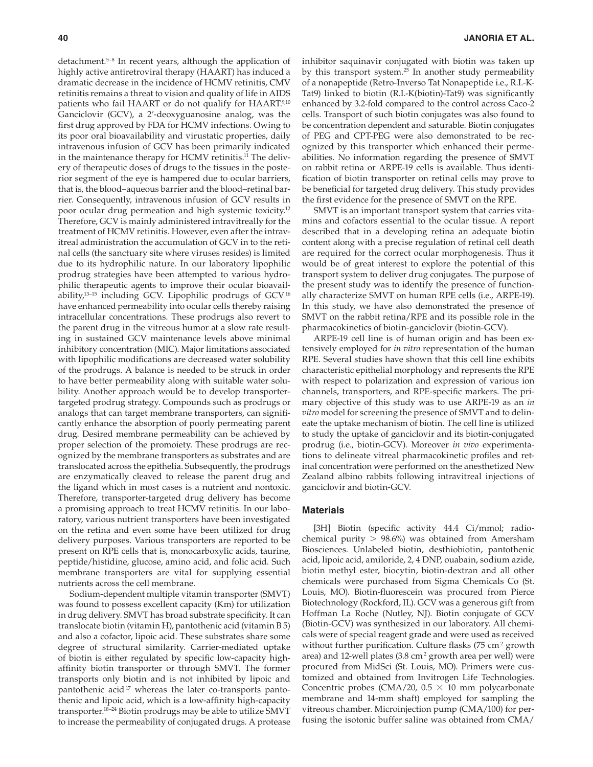detachment.[5–8] In recent years, although the application of highly active antiretroviral therapy (HAART) has induced a dramatic decrease in the incidence of HCMV retinitis, CMV retinitis remains a threat to vision and quality of life in AIDS patients who fail HAART or do not qualify for HAART.[9,10] Ganciclovir (GCV), a 2′-deoxyguanosine analog, was the first drug approved by FDA for HCMV infections. Owing to its poor oral bioavailability and virustatic properties, daily intravenous infusion of GCV has been primarily indicated in the maintenance therapy for HCMV retinitis.[11] The delivery of therapeutic doses of drugs to the tissues in the posterior segment of the eye is hampered due to ocular barriers, that is, the blood–aqueous barrier and the blood–retinal barrier. Consequently, intravenous infusion of GCV results in poor ocular drug permeation and high systemic toxicity.[12] Therefore, GCV is mainly administered intravitreally for the treatment of HCMV retinitis. However, even after the intravitreal administration the accumulation of GCV in to the retinal cells (the sanctuary site where viruses resides) is limited due to its hydrophilic nature. In our laboratory lipophilic prodrug strategies have been attempted to various hydrophilic therapeutic agents to improve their ocular bioavailability,[13–15] including GCV. Lipophilic prodrugs of GCV[16] have enhanced permeability into ocular cells thereby raising intracellular concentrations. These prodrugs also revert to the parent drug in the vitreous humor at a slow rate resulting in sustained GCV maintenance levels above minimal inhibitory concentration (MIC). Major limitations associated with lipophilic modifications are decreased water solubility of the prodrugs. A balance is needed to be struck in order to have better permeability along with suitable water solubility. Another approach would be to develop transporter-targeted prodrug strategy. Compounds such as prodrugs or analogs that can target membrane transporters, can significantly enhance the absorption of poorly permeating parent drug. Desired membrane permeability can be achieved by proper selection of the promoiety. These prodrugs are recognized by the membrane transporters as substrates and are translocated across the epithelia. Subsequently, the prodrugs are enzymatically cleaved to release the parent drug and the ligand which in most cases is a nutrient and nontoxic. Therefore, transporter-targeted drug delivery has become a promising approach to treat HCMV retinitis. In our laboratory, various nutrient transporters have been investigated on the retina and even some have been utilized for drug delivery purposes. Various transporters are reported to be present on RPE cells that is, monocarboxylic acids, taurine, peptide/histidine, glucose, amino acid, and folic acid. Such membrane transporters are vital for supplying essential nutrients across the cell membrane.

Sodium-dependent multiple vitamin transporter (SMVT) was found to possess excellent capacity (Km) for utilization in drug delivery. SMVT has broad substrate specificity. It can translocate biotin (vitamin H), pantothenic acid (vitamin B 5) and also a cofactor, lipoic acid. These substrates share some degree of structural similarity. Carrier-mediated uptake of biotin is either regulated by specific low-capacity high-affinity biotin transporter or through SMVT. The former transports only biotin and is not inhibited by lipoic and pantothenic acid[17] whereas the later co-transports pantothenic and lipoic acid, which is a low-affinity high-capacity transporter.[18–24] Biotin prodrugs may be able to utilize SMVT to increase the permeability of conjugated drugs. A protease inhibitor saquinavir conjugated with biotin was taken up by this transport system.[25] In another study permeability of a nonapeptide (Retro-Inverso Tat Nonapeptide i.e., R.I.-K-Tat9) linked to biotin (R.I.-K(biotin)-Tat9) was significantly enhanced by 3.2-fold compared to the control across Caco-2 cells. Transport of such biotin conjugates was also found to be concentration dependent and saturable. Biotin conjugates of PEG and CPT-PEG were also demonstrated to be recognized by this transporter which enhanced their permeabilities. No information regarding the presence of SMVT on rabbit retina or ARPE-19 cells is available. Thus identification of biotin transporter on retinal cells may prove to be beneficial for targeted drug delivery. This study provides the first evidence for the presence of SMVT on the RPE.

SMVT is an important transport system that carries vitamins and cofactors essential to the ocular tissue. A report described that in a developing retina an adequate biotin content along with a precise regulation of retinal cell death are required for the correct ocular morphogenesis. Thus it would be of great interest to explore the potential of this transport system to deliver drug conjugates. The purpose of the present study was to identify the presence of functionally characterize SMVT on human RPE cells (i.e., ARPE-19). In this study, we have also demonstrated the presence of SMVT on the rabbit retina/RPE and its possible role in the pharmacokinetics of biotin-ganciclovir (biotin-GCV).

ARPE-19 cell line is of human origin and has been extensively employed for *in vitro* representation of the human RPE. Several studies have shown that this cell line exhibits characteristic epithelial morphology and represents the RPE with respect to polarization and expression of various ion channels, transporters, and RPE-specific markers. The primary objective of this study was to use ARPE-19 as an *in vitro* model for screening the presence of SMVT and to delineate the uptake mechanism of biotin. The cell line is utilized to study the uptake of ganciclovir and its biotin-conjugated prodrug (i.e., biotin-GCV). Moreover *in vivo* experimentations to delineate vitreal pharmacokinetic profiles and retinal concentration were performed on the anesthetized New Zealand albino rabbits following intravitreal injections of ganciclovir and biotin-GCV.

## Materials

[3H] Biotin (specific activity 44.4 Ci/mmol; radiochemical purity > 98.6%) was obtained from Amersham Biosciences. Unlabeled biotin, desthiobiotin, pantothenic acid, lipoic acid, amiloride, 2, 4 DNP, ouabain, sodium azide, biotin methyl ester, biocytin, biotin-dextran and all other chemicals were purchased from Sigma Chemicals Co (St. Louis, MO). Biotin-fluorescein was procured from Pierce Biotechnology (Rockford, IL). GCV was a generous gift from Hoffman La Roche (Nutley, NJ). Biotin conjugate of GCV (Biotin-GCV) was synthesized in our laboratory. All chemicals were of special reagent grade and were used as received without further purification. Culture flasks (75 $cm^2$ growth area) and 12-well plates (3.8 $cm^2$ growth area per well) were procured from MidSci (St. Louis, MO). Primers were customized and obtained from Invitrogen Life Technologies. Concentric probes (CMA/20, 0.5 × 10 mm polycarbonate membrane and 14-mm shaft) employed for sampling the vitreous chamber. Microinjection pump (CMA/100) for perfusing the isotonic buffer saline was obtained from CMA/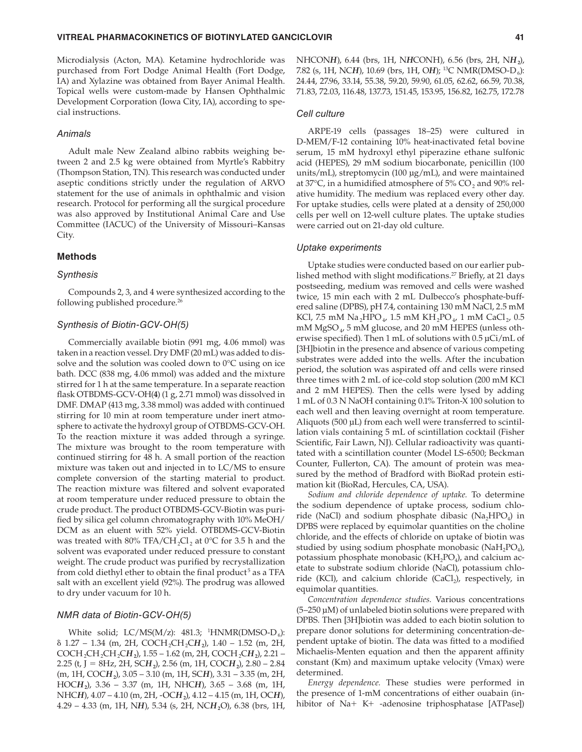Microdialysis (Acton, MA). Ketamine hydrochloride was purchased from Fort Dodge Animal Health (Fort Dodge, IA) and Xylazine was obtained from Bayer Animal Health. Topical wells were custom-made by Hansen Ophthalmic Development Corporation (Iowa City, IA), according to special instructions.

### *Animals*

Adult male New Zealand albino rabbits weighing between 2 and 2.5 kg were obtained from Myrtle's Rabbitry (Thompson Station, TN). This research was conducted under aseptic conditions strictly under the regulation of ARVO statement for the use of animals in ophthalmic and vision research. Protocol for performing all the surgical procedure was also approved by Institutional Animal Care and Use Committee (IACUC) of the University of Missouri–Kansas City.

## Methods

### *Synthesis*

Compounds 2, 3, and 4 were synthesized according to the following published procedure.[26]

### *Synthesis of Biotin-GCV-OH(5)*

Commercially available biotin (991 mg, 4.06 mmol) was taken in a reaction vessel. Dry DMF (20 mL) was added to dissolve and the solution was cooled down to 0°C using on ice bath. DCC (838 mg, 4.06 mmol) was added and the mixture stirred for 1 h at the same temperature. In a separate reaction flask OTBDMS-GCV-OH(**4**) (1 g, 2.71 mmol) was dissolved in DMF. DMAP (413 mg, 3.38 mmol) was added with continued stirring for 10 min at room temperature under inert atmosphere to activate the hydroxyl group of OTBDMS-GCV-OH. To the reaction mixture it was added through a syringe. The mixture was brought to the room temperature with continued stirring for 48 h. A small portion of the reaction mixture was taken out and injected in to LC/MS to ensure complete conversion of the starting material to product. The reaction mixture was filtered and solvent evaporated at room temperature under reduced pressure to obtain the crude product. The product OTBDMS-GCV-Biotin was purified by silica gel column chromatography with 10% MeOH/DCM as an eluent with 52% yield. OTBDMS-GCV-Biotin was treated with 80% TFA/$CH_2Cl_2$ at 0°C for 3.5 h and the solvent was evaporated under reduced pressure to constant weight. The crude product was purified by recrystallization from cold diethyl ether to obtain the final product[5] as a TFA salt with an excellent yield (92%). The prodrug was allowed to dry under vacuum for 10 h.

### *NMR data of Biotin-GCV-OH(5)*

White solid; LC/MS(M/z): 481.3; $^1$HNMR(DMSO-$D_6$): δ 1.27 – 1.34 (m, 2H, $COCH_2CH_2C\boldsymbol{H_2}$), 1.40 – 1.52 (m, 2H, $COCH_2CH_2CH_2C\boldsymbol{H_2}$), 1.55 – 1.62 (m, 2H, $COCH_2C\boldsymbol{H_2}$), 2.21 – 2.25 (t, J = 8Hz, 2H, $SC\boldsymbol{H_2}$), 2.56 (m, 1H, $COC\boldsymbol{H_2}$), 2.80 – 2.84 (m, 1H, $COC\boldsymbol{H_2}$), 3.05 – 3.10 (m, 1H, SC***H***), 3.31 – 3.35 (m, 2H, $HOC\boldsymbol{H_2}$), 3.36 – 3.37 (m, 1H, NHC***H***), 3.65 – 3.68 (m, 1H, NHC***H***), 4.07 – 4.10 (m, 2H, -$OC\boldsymbol{H_2}$), 4.12 – 4.15 (m, 1H, OC***H***), 4.29 – 4.33 (m, 1H, N***H***), 5.34 (s, 2H, $NC\boldsymbol{H_2}O$), 6.38 (brs, 1H, NHCON***H***), 6.44 (brs, 1H, N***H***CONH), 6.56 (brs, 2H, $N\boldsymbol{H_2}$), 7.82 (s, 1H, NC***H***), 10.69 (brs, 1H, O***H***); $^{13}$C NMR(DMSO-$D_6$): 24.44, 27.96, 33.14, 55.38, 59.20, 59.90, 61.05, 62.62, 66.59, 70.38, 71.83, 72.03, 116.48, 137.73, 151.45, 153.95, 156.82, 162.75, 172.78

### *Cell culture*

ARPE-19 cells (passages 18–25) were cultured in D-MEM/F-12 containing 10% heat-inactivated fetal bovine serum, 15 mM hydroxyl ethyl piperazine ethane sulfonic acid (HEPES), 29 mM sodium biocarbonate, penicillin (100 units/mL), streptomycin (100 μg/mL), and were maintained at 37°C, in a humidified atmosphere of 5% $CO_2$ and 90% relative humidity. The medium was replaced every other day. For uptake studies, cells were plated at a density of 250,000 cells per well on 12-well culture plates. The uptake studies were carried out on 21-day old culture.

### *Uptake experiments*

Uptake studies were conducted based on our earlier published method with slight modifications.[27] Briefly, at 21 days postseeding, medium was removed and cells were washed twice, 15 min each with 2 mL Dulbecco's phosphate-buffered saline (DPBS), pH 7.4, containing 130 mM NaCl, 2.5 mM KCl, 7.5 mM $Na_2HPO_4$, 1.5 mM $KH_2PO_4$, 1 mM $CaCl_2$, 0.5 mM $MgSO_4$, 5 mM glucose, and 20 mM HEPES (unless otherwise specified). Then 1 mL of solutions with 0.5 μCi/mL of [3H]biotin in the presence and absence of various competing substrates were added into the wells. After the incubation period, the solution was aspirated off and cells were rinsed three times with 2 mL of ice-cold stop solution (200 mM KCl and 2 mM HEPES). Then the cells were lysed by adding 1 mL of 0.3 N NaOH containing 0.1% Triton-X 100 solution to each well and then leaving overnight at room temperature. Aliquots (500 μL) from each well were transferred to scintillation vials containing 5 mL of scintillation cocktail (Fisher Scientific, Fair Lawn, NJ). Cellular radioactivity was quantitated with a scintillation counter (Model LS-6500; Beckman Counter, Fullerton, CA). The amount of protein was measured by the method of Bradford with BioRad protein estimation kit (BioRad, Hercules, CA, USA).

*Sodium and chloride dependence of uptake.* To determine the sodium dependence of uptake process, sodium chloride (NaCl) and sodium phosphate dibasic ($Na_2HPO_4$) in DPBS were replaced by equimolar quantities on the choline chloride, and the effects of chloride on uptake of biotin was studied by using sodium phosphate monobasic ($NaH_2PO_4$), potassium phosphate monobasic ($KH_2PO_4$), and calcium acetate to substrate sodium chloride (NaCl), potassium chloride (KCl), and calcium chloride ($CaCl_2$), respectively, in equimolar quantities.

*Concentration dependence studies.* Various concentrations (5–250 μM) of unlabeled biotin solutions were prepared with DPBS. Then [3H]biotin was added to each biotin solution to prepare donor solutions for determining concentration-dependent uptake of biotin. The data was fitted to a modified Michaelis-Menten equation and then the apparent affinity constant (Km) and maximum uptake velocity (Vmax) were determined.

*Energy dependence.* These studies were performed in the presence of 1-mM concentrations of either ouabain (inhibitor of Na+ K+ -adenosine triphosphatase [ATPase])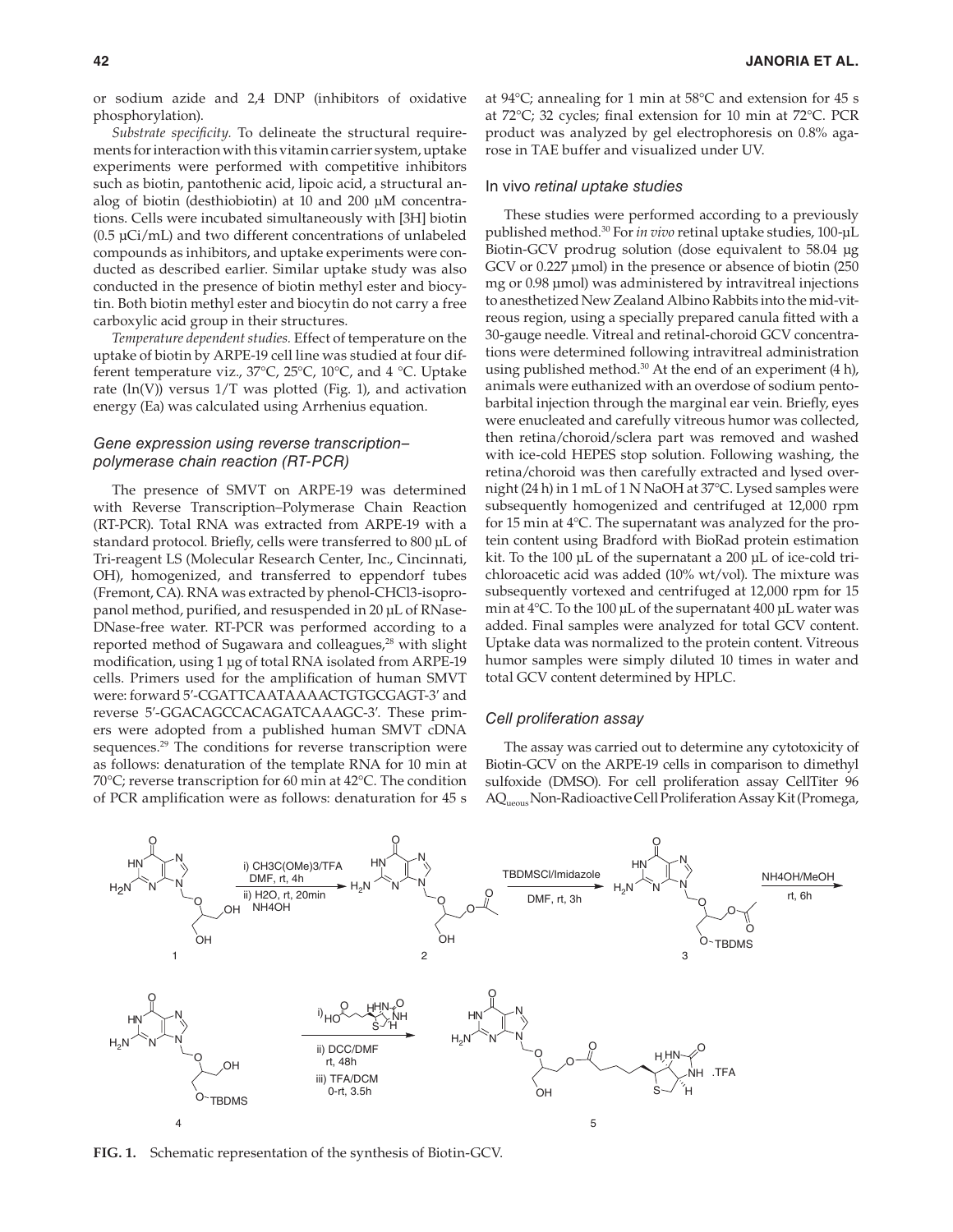or sodium azide and 2,4 DNP (inhibitors of oxidative phosphorylation).

*Substrate specificity.* To delineate the structural requirements for interaction with this vitamin carrier system, uptake experiments were performed with competitive inhibitors such as biotin, pantothenic acid, lipoic acid, a structural analog of biotin (desthiobiotin) at 10 and 200 μM concentrations. Cells were incubated simultaneously with [3H] biotin (0.5 μCi/mL) and two different concentrations of unlabeled compounds as inhibitors, and uptake experiments were conducted as described earlier. Similar uptake study was also conducted in the presence of biotin methyl ester and biocytin. Both biotin methyl ester and biocytin do not carry a free carboxylic acid group in their structures.

*Temperature dependent studies.* Effect of temperature on the uptake of biotin by ARPE-19 cell line was studied at four different temperature viz., 37°C, 25°C, 10°C, and 4 °C. Uptake rate (ln(V)) versus 1/T was plotted (Fig. 1), and activation energy (Ea) was calculated using Arrhenius equation.

### Gene expression using reverse transcription–polymerase chain reaction (RT-PCR)

The presence of SMVT on ARPE-19 was determined with Reverse Transcription–Polymerase Chain Reaction (RT-PCR). Total RNA was extracted from ARPE-19 with a standard protocol. Briefly, cells were transferred to 800 μL of Tri-reagent LS (Molecular Research Center, Inc., Cincinnati, OH), homogenized, and transferred to eppendorf tubes (Fremont, CA). RNA was extracted by phenol-CHCl3-isopropanol method, purified, and resuspended in 20 μL of RNase-DNase-free water. RT-PCR was performed according to a reported method of Sugawara and colleagues,[28] with slight modification, using 1 μg of total RNA isolated from ARPE-19 cells. Primers used for the amplification of human SMVT were: forward 5′-CGATTCAATAAAACTGTGCGAGT-3′ and reverse 5′-GGACAGCCACAGATCAAAGC-3′. These primers were adopted from a published human SMVT cDNA sequences.[29] The conditions for reverse transcription were as follows: denaturation of the template RNA for 10 min at 70°C; reverse transcription for 60 min at 42°C. The condition of PCR amplification were as follows: denaturation for 45 s at 94°C; annealing for 1 min at 58°C and extension for 45 s at 72°C; 32 cycles; final extension for 10 min at 72°C. PCR product was analyzed by gel electrophoresis on 0.8% agarose in TAE buffer and visualized under UV.

### *In vivo* retinal uptake studies

These studies were performed according to a previously published method.[30] For *in vivo* retinal uptake studies, 100-μL Biotin-GCV prodrug solution (dose equivalent to 58.04 μg GCV or 0.227 μmol) in the presence or absence of biotin (250 mg or 0.98 μmol) was administered by intravitreal injections to anesthetized New Zealand Albino Rabbits into the mid-vitreous region, using a specially prepared canula fitted with a 30-gauge needle. Vitreal and retinal-choroid GCV concentrations were determined following intravitreal administration using published method.[30] At the end of an experiment (4 h), animals were euthanized with an overdose of sodium pentobarbital injection through the marginal ear vein. Briefly, eyes were enucleated and carefully vitreous humor was collected, then retina/choroid/sclera part was removed and washed with ice-cold HEPES stop solution. Following washing, the retina/choroid was then carefully extracted and lysed overnight (24 h) in 1 mL of 1 N NaOH at 37°C. Lysed samples were subsequently homogenized and centrifuged at 12,000 rpm for 15 min at 4°C. The supernatant was analyzed for the protein content using Bradford with BioRad protein estimation kit. To the 100 μL of the supernatant a 200 μL of ice-cold trichloroacetic acid was added (10% wt/vol). The mixture was subsequently vortexed and centrifuged at 12,000 rpm for 15 min at 4°C. To the 100 μL of the supernatant 400 μL water was added. Final samples were analyzed for total GCV content. Uptake data was normalized to the protein content. Vitreous humor samples were simply diluted 10 times in water and total GCV content determined by HPLC.

### Cell proliferation assay

The assay was carried out to determine any cytotoxicity of Biotin-GCV on the ARPE-19 cells in comparison to dimethyl sulfoxide (DMSO). For cell proliferation assay CellTiter 96 $AQ_{ueous}$ Non-Radioactive Cell Proliferation Assay Kit (Promega,

**FIG. 1.** Schematic representation of the synthesis of Biotin-GCV.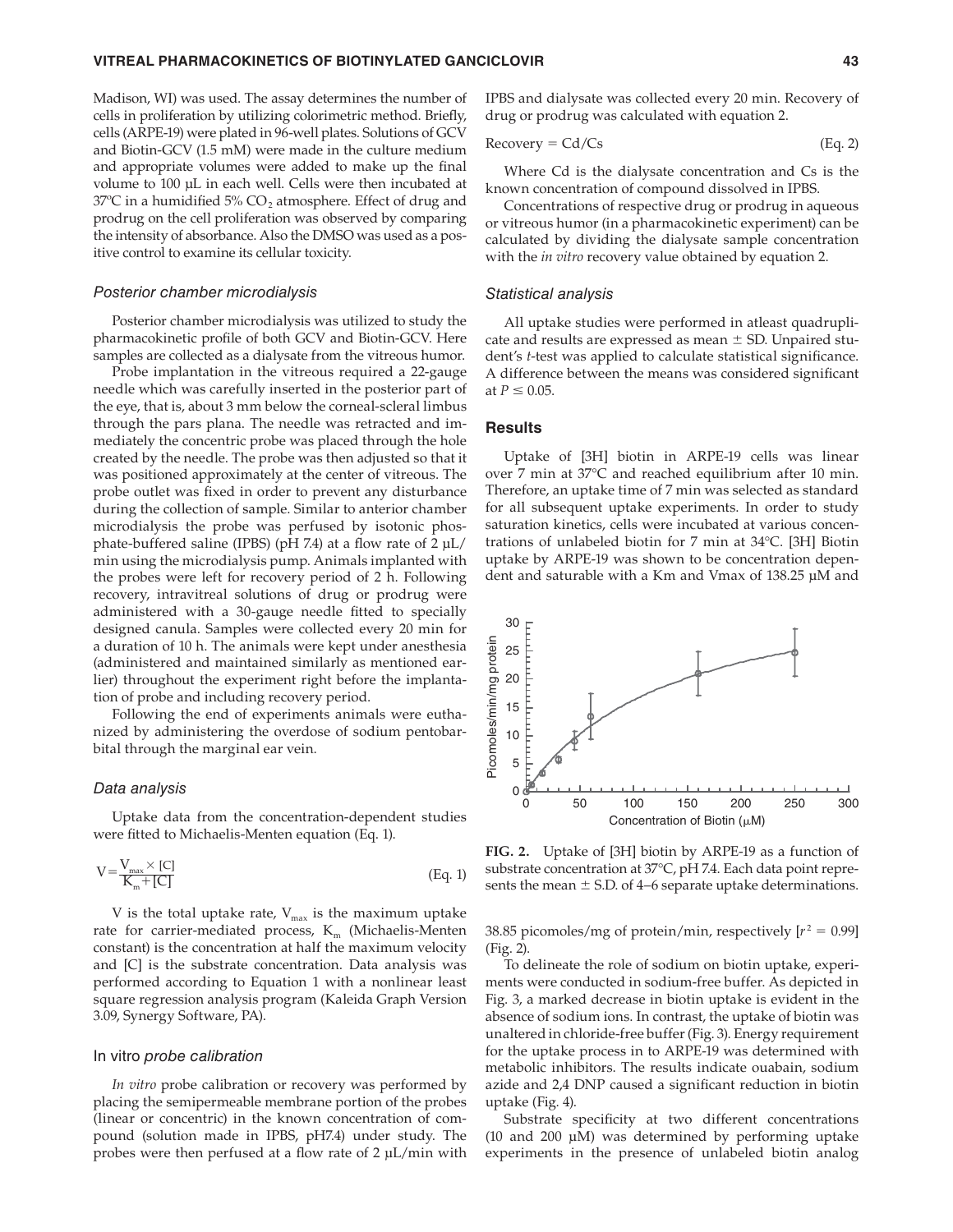Madison, WI) was used. The assay determines the number of cells in proliferation by utilizing colorimetric method. Briefly, cells (ARPE-19) were plated in 96-well plates. Solutions of GCV and Biotin-GCV (1.5 mM) were made in the culture medium and appropriate volumes were added to make up the final volume to 100 μL in each well. Cells were then incubated at 37°C in a humidified 5% $CO_2$ atmosphere. Effect of drug and prodrug on the cell proliferation was observed by comparing the intensity of absorbance. Also the DMSO was used as a positive control to examine its cellular toxicity.

### *Posterior chamber microdialysis*

Posterior chamber microdialysis was utilized to study the pharmacokinetic profile of both GCV and Biotin-GCV. Here samples are collected as a dialysate from the vitreous humor.

Probe implantation in the vitreous required a 22-gauge needle which was carefully inserted in the posterior part of the eye, that is, about 3 mm below the corneal-scleral limbus through the pars plana. The needle was retracted and immediately the concentric probe was placed through the hole created by the needle. The probe was then adjusted so that it was positioned approximately at the center of vitreous. The probe outlet was fixed in order to prevent any disturbance during the collection of sample. Similar to anterior chamber microdialysis the probe was perfused by isotonic phosphate-buffered saline (IPBS) (pH 7.4) at a flow rate of 2 μL/min using the microdialysis pump. Animals implanted with the probes were left for recovery period of 2 h. Following recovery, intravitreal solutions of drug or prodrug were administered with a 30-gauge needle fitted to specially designed canula. Samples were collected every 20 min for a duration of 10 h. The animals were kept under anesthesia (administered and maintained similarly as mentioned earlier) throughout the experiment right before the implantation of probe and including recovery period.

Following the end of experiments animals were euthanized by administering the overdose of sodium pentobarbital through the marginal ear vein.

### *Data analysis*

Uptake data from the concentration-dependent studies were fitted to Michaelis-Menten equation (Eq. 1).

$$V = \frac{V_{max} \times [C]}{K_m + [C]} \quad \text{(Eq. 1)}$$

V is the total uptake rate, $V_{max}$ is the maximum uptake rate for carrier-mediated process, $K_m$ (Michaelis-Menten constant) is the concentration at half the maximum velocity and [C] is the substrate concentration. Data analysis was performed according to Equation 1 with a nonlinear least square regression analysis program (Kaleida Graph Version 3.09, Synergy Software, PA).

### In vitro *probe calibration*

*In vitro* probe calibration or recovery was performed by placing the semipermeable membrane portion of the probes (linear or concentric) in the known concentration of compound (solution made in IPBS, pH7.4) under study. The probes were then perfused at a flow rate of 2 μL/min with IPBS and dialysate was collected every 20 min. Recovery of drug or prodrug was calculated with equation 2.

$$\text{Recovery} = Cd/Cs \quad \text{(Eq. 2)}$$

Where Cd is the dialysate concentration and Cs is the known concentration of compound dissolved in IPBS.

Concentrations of respective drug or prodrug in aqueous or vitreous humor (in a pharmacokinetic experiment) can be calculated by dividing the dialysate sample concentration with the *in vitro* recovery value obtained by equation 2.

### *Statistical analysis*

All uptake studies were performed in atleast quadruplicate and results are expressed as mean ± SD. Unpaired student's *t*-test was applied to calculate statistical significance. A difference between the means was considered significant at $P \leq 0.05$.

## Results

Uptake of [3H] biotin in ARPE-19 cells was linear over 7 min at 37°C and reached equilibrium after 10 min. Therefore, an uptake time of 7 min was selected as standard for all subsequent uptake experiments. In order to study saturation kinetics, cells were incubated at various concentrations of unlabeled biotin for 7 min at 34°C. [3H] Biotin uptake by ARPE-19 was shown to be concentration dependent and saturable with a Km and Vmax of 138.25 μM and 38.85 picomoles/mg of protein/min, respectively [$r^2 = 0.99$] (Fig. 2).

**FIG. 2.** Uptake of [3H] biotin by ARPE-19 as a function of substrate concentration at 37°C, pH 7.4. Each data point represents the mean ± S.D. of 4–6 separate uptake determinations.

To delineate the role of sodium on biotin uptake, experiments were conducted in sodium-free buffer. As depicted in Fig. 3, a marked decrease in biotin uptake is evident in the absence of sodium ions. In contrast, the uptake of biotin was unaltered in chloride-free buffer (Fig. 3). Energy requirement for the uptake process in to ARPE-19 was determined with metabolic inhibitors. The results indicate ouabain, sodium azide and 2,4 DNP caused a significant reduction in biotin uptake (Fig. 4).

Substrate specificity at two different concentrations (10 and 200 μM) was determined by performing uptake experiments in the presence of unlabeled biotin analog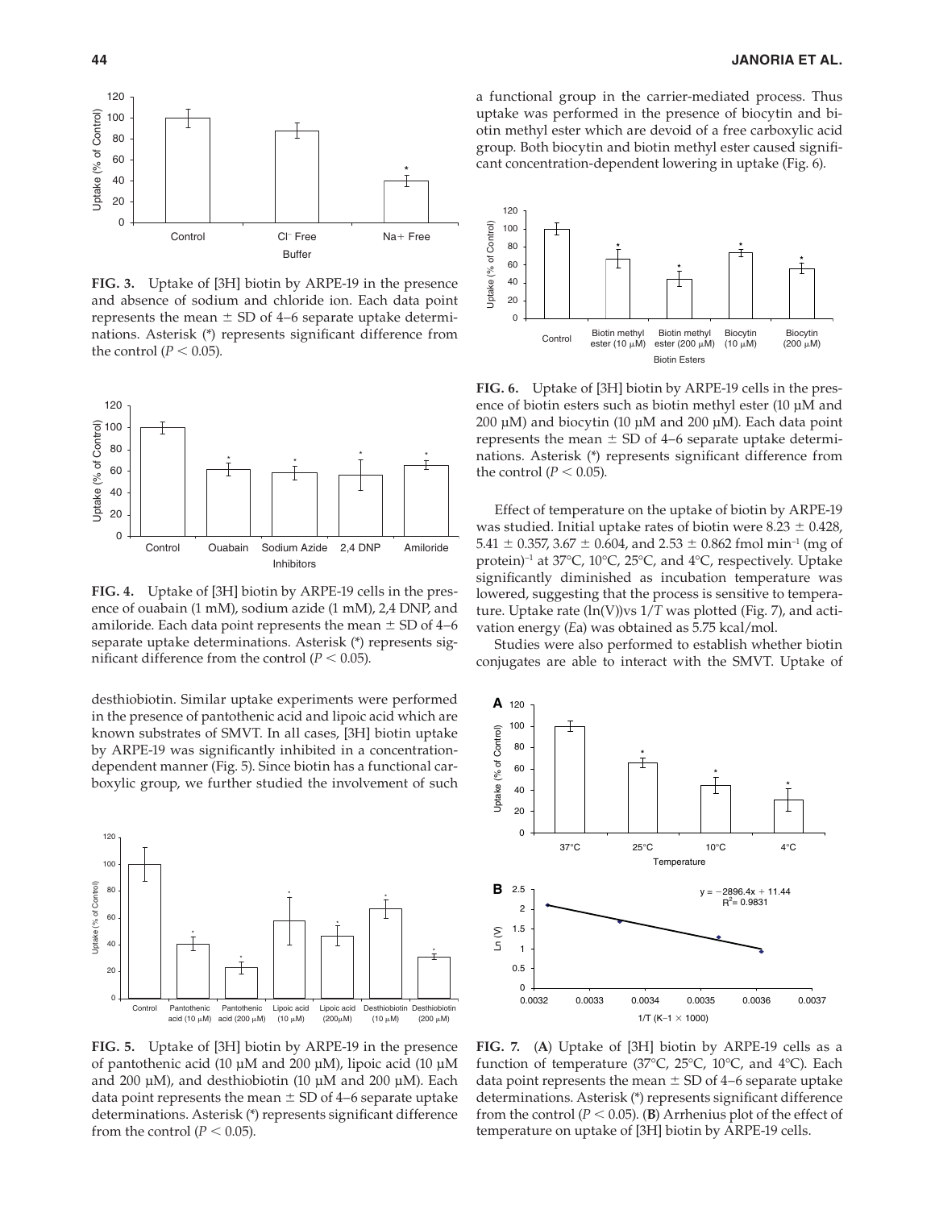**FIG. 3.** Uptake of [3H] biotin by ARPE-19 in the presence and absence of sodium and chloride ion. Each data point represents the mean ± SD of 4–6 separate uptake determinations. Asterisk (*) represents significant difference from the control ($P < 0.05$).

**FIG. 4.** Uptake of [3H] biotin by ARPE-19 cells in the presence of ouabain (1 mM), sodium azide (1 mM), 2,4 DNP, and amiloride. Each data point represents the mean ± SD of 4–6 separate uptake determinations. Asterisk (*) represents significant difference from the control ($P < 0.05$).

desthiobiotin. Similar uptake experiments were performed in the presence of pantothenic acid and lipoic acid which are known substrates of SMVT. In all cases, [3H] biotin uptake by ARPE-19 was significantly inhibited in a concentration-dependent manner (Fig. 5). Since biotin has a functional carboxylic group, we further studied the involvement of such a functional group in the carrier-mediated process. Thus uptake was performed in the presence of biocytin and biotin methyl ester which are devoid of a free carboxylic acid group. Both biocytin and biotin methyl ester caused significant concentration-dependent lowering in uptake (Fig. 6).

**FIG. 5.** Uptake of [3H] biotin by ARPE-19 in the presence of pantothenic acid (10 μM and 200 μM), lipoic acid (10 μM and 200 μM), and desthiobiotin (10 μM and 200 μM). Each data point represents the mean ± SD of 4–6 separate uptake determinations. Asterisk (*) represents significant difference from the control ($P < 0.05$).

**FIG. 6.** Uptake of [3H] biotin by ARPE-19 cells in the presence of biotin esters such as biotin methyl ester (10 μM and 200 μM) and biocytin (10 μM and 200 μM). Each data point represents the mean ± SD of 4–6 separate uptake determinations. Asterisk (*) represents significant difference from the control ($P < 0.05$).

Effect of temperature on the uptake of biotin by ARPE-19 was studied. Initial uptake rates of biotin were 8.23 ± 0.428, 5.41 ± 0.357, 3.67 ± 0.604, and 2.53 ± 0.862 fmol $min^{-1}$ (mg of protein)$^{-1}$ at 37°C, 10°C, 25°C, and 4°C, respectively. Uptake significantly diminished as incubation temperature was lowered, suggesting that the process is sensitive to temperature. Uptake rate (ln(V))vs $1/T$ was plotted (Fig. 7), and activation energy ($Ea$) was obtained as 5.75 kcal/mol.

Studies were also performed to establish whether biotin conjugates are able to interact with the SMVT. Uptake of

**FIG. 7.** (**A**) Uptake of [3H] biotin by ARPE-19 cells as a function of temperature (37°C, 25°C, 10°C, and 4°C). Each data point represents the mean ± SD of 4–6 separate uptake determinations. Asterisk (*) represents significant difference from the control ($P < 0.05$). (**B**) Arrhenius plot of the effect of temperature on uptake of [3H] biotin by ARPE-19 cells.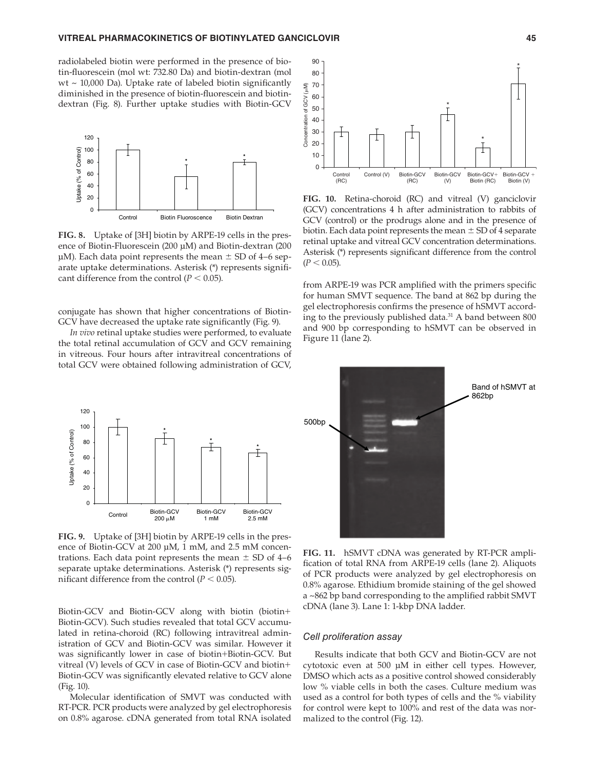radiolabeled biotin were performed in the presence of biotin-fluorescein (mol wt: 732.80 Da) and biotin-dextran (mol wt ~ 10,000 Da). Uptake rate of labeled biotin significantly diminished in the presence of biotin-fluorescein and biotin-dextran (Fig. 8). Further uptake studies with Biotin-GCV conjugate has shown that higher concentrations of Biotin-GCV have decreased the uptake rate significantly (Fig. 9).

**FIG. 8.** Uptake of [3H] biotin by ARPE-19 cells in the presence of Biotin-Fluorescein (200 μM) and Biotin-dextran (200 μM). Each data point represents the mean ± SD of 4–6 separate uptake determinations. Asterisk (*) represents significant difference from the control ($P < 0.05$).

*In vivo* retinal uptake studies were performed, to evaluate the total retinal accumulation of GCV and GCV remaining in vitreous. Four hours after intravitreal concentrations of total GCV were obtained following administration of GCV, Biotin-GCV and Biotin-GCV along with biotin (biotin+ Biotin-GCV). Such studies revealed that total GCV accumulated in retina-choroid (RC) following intravitreal administration of GCV and Biotin-GCV was similar. However it was significantly lower in case of biotin+Biotin-GCV. But vitreal (V) levels of GCV in case of Biotin-GCV and biotin+ Biotin-GCV was significantly elevated relative to GCV alone (Fig. 10).

**FIG. 9.** Uptake of [3H] biotin by ARPE-19 cells in the presence of Biotin-GCV at 200 μM, 1 mM, and 2.5 mM concentrations. Each data point represents the mean ± SD of 4–6 separate uptake determinations. Asterisk (*) represents significant difference from the control ($P < 0.05$).

Molecular identification of SMVT was conducted with RT-PCR. PCR products were analyzed by gel electrophoresis on 0.8% agarose. cDNA generated from total RNA isolated from ARPE-19 was PCR amplified with the primers specific for human SMVT sequence. The band at 862 bp during the gel electrophoresis confirms the presence of hSMVT according to the previously published data.[31] A band between 800 and 900 bp corresponding to hSMVT can be observed in Figure 11 (lane 2).

**FIG. 10.** Retina-choroid (RC) and vitreal (V) ganciclovir (GCV) concentrations 4 h after administration to rabbits of GCV (control) or the prodrugs alone and in the presence of biotin. Each data point represents the mean ± SD of 4 separate retinal uptake and vitreal GCV concentration determinations. Asterisk (*) represents significant difference from the control ($P < 0.05$).

**FIG. 11.** hSMVT cDNA was generated by RT-PCR amplification of total RNA from ARPE-19 cells (lane 2). Aliquots of PCR products were analyzed by gel electrophoresis on 0.8% agarose. Ethidium bromide staining of the gel showed a ~862 bp band corresponding to the amplified rabbit SMVT cDNA (lane 3). Lane 1: 1-kbp DNA ladder.

### Cell proliferation assay

Results indicate that both GCV and Biotin-GCV are not cytotoxic even at 500 μM in either cell types. However, DMSO which acts as a positive control showed considerably low % viable cells in both the cases. Culture medium was used as a control for both types of cells and the % viability for control were kept to 100% and rest of the data was normalized to the control (Fig. 12).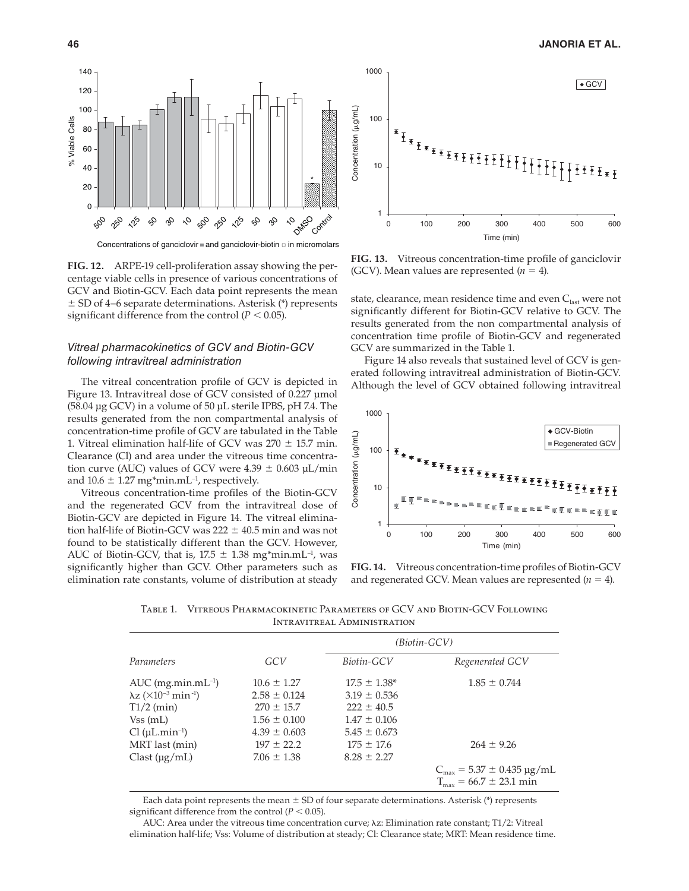**FIG. 12.** ARPE-19 cell-proliferation assay showing the percentage viable cells in presence of various concentrations of GCV and Biotin-GCV. Each data point represents the mean ± SD of 4–6 separate determinations. Asterisk (*) represents significant difference from the control ($P < 0.05$).

**FIG. 13.** Vitreous concentration-time profile of ganciclovir (GCV). Mean values are represented ($n = 4$).

### *Vitreal pharmacokinetics of GCV and Biotin-GCV following intravitreal administration*

The vitreal concentration profile of GCV is depicted in Figure 13. Intravitreal dose of GCV consisted of 0.227 µmol (58.04 µg GCV) in a volume of 50 µL sterile IPBS, pH 7.4. The results generated from the non compartmental analysis of concentration-time profile of GCV are tabulated in the Table 1. Vitreal elimination half-life of GCV was 270 ± 15.7 min. Clearance (Cl) and area under the vitreous time concentration curve (AUC) values of GCV were 4.39 ± 0.603 µL/min and 10.6 ± 1.27 mg*min.mL$^{-1}$, respectively.

Vitreous concentration-time profiles of the Biotin-GCV and the regenerated GCV from the intravitreal dose of Biotin-GCV are depicted in Figure 14. The vitreal elimination half-life of Biotin-GCV was 222 ± 40.5 min and was not found to be statistically different than the GCV. However, AUC of Biotin-GCV, that is, 17.5 ± 1.38 mg*min.mL$^{-1}$, was significantly higher than GCV. Other parameters such as elimination rate constants, volume of distribution at steady state, clearance, mean residence time and even $C_{last}$ were not significantly different for Biotin-GCV relative to GCV. The results generated from the non compartmental analysis of concentration time profile of Biotin-GCV and regenerated GCV are summarized in the Table 1.

Figure 14 also reveals that sustained level of GCV is generated following intravitreal administration of Biotin-GCV. Although the level of GCV obtained following intravitreal

**FIG. 14.** Vitreous concentration-time profiles of Biotin-GCV and regenerated GCV. Mean values are represented ($n = 4$).

Table 1. Vitreous Pharmacokinetic Parameters of GCV and Biotin-GCV Following Intravitreal Administration

| | | *(Biotin-GCV)* | |
|---|---|---|---|
| *Parameters* | *GCV* | *Biotin-GCV* | *Regenerated GCV* |
| AUC (mg.min.mL$^{-1}$) | 10.6 ± 1.27 | 17.5 ± 1.38* | 1.85 ± 0.744 |
| λz ($\times 10^{-3}$ min$^{-1}$) | 2.58 ± 0.124 | 3.19 ± 0.536 | |
| T1/2 (min) | 270 ± 15.7 | 222 ± 40.5 | |
| Vss (mL) | 1.56 ± 0.100 | 1.47 ± 0.106 | |
| Cl (µL.min$^{-1}$) | 4.39 ± 0.603 | 5.45 ± 0.673 | |
| MRT last (min) | 197 ± 22.2 | 175 ± 17.6 | 264 ± 9.26 |
| Clast (µg/mL) | 7.06 ± 1.38 | 8.28 ± 2.27 | |
| | | | $C_{max}$ = 5.37 ± 0.435 µg/mL<br>$T_{max}$ = 66.7 ± 23.1 min |

Each data point represents the mean ± SD of four separate determinations. Asterisk (*) represents significant difference from the control ($P < 0.05$).

AUC: Area under the vitreous time concentration curve; λz: Elimination rate constant; T1/2: Vitreal elimination half-life; Vss: Volume of distribution at steady; Cl: Clearance state; MRT: Mean residence time.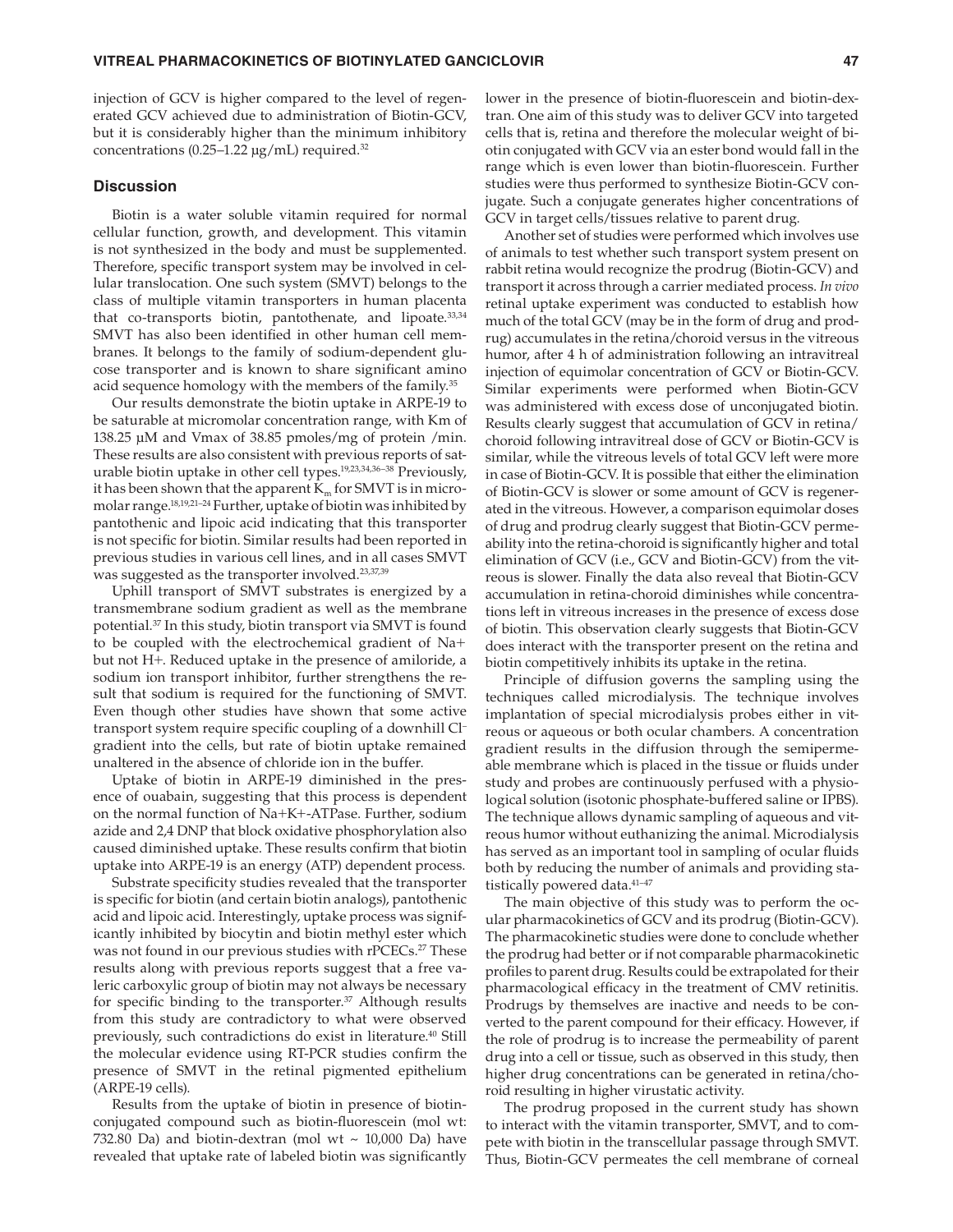injection of GCV is higher compared to the level of regenerated GCV achieved due to administration of Biotin-GCV, but it is considerably higher than the minimum inhibitory concentrations (0.25–1.22 µg/mL) required.[32]

## Discussion

Biotin is a water soluble vitamin required for normal cellular function, growth, and development. This vitamin is not synthesized in the body and must be supplemented. Therefore, specific transport system may be involved in cellular translocation. One such system (SMVT) belongs to the class of multiple vitamin transporters in human placenta that co-transports biotin, pantothenate, and lipoate.[33,34] SMVT has also been identified in other human cell membranes. It belongs to the family of sodium-dependent glucose transporter and is known to share significant amino acid sequence homology with the members of the family.[35]

Our results demonstrate the biotin uptake in ARPE-19 to be saturable at micromolar concentration range, with Km of 138.25 µM and Vmax of 38.85 pmoles/mg of protein /min. These results are also consistent with previous reports of saturable biotin uptake in other cell types.[19,23,34,36–38] Previously, it has been shown that the apparent $K_m$ for SMVT is in micromolar range.[18,19,21–24] Further, uptake of biotin was inhibited by pantothenic and lipoic acid indicating that this transporter is not specific for biotin. Similar results had been reported in previous studies in various cell lines, and in all cases SMVT was suggested as the transporter involved.[23,37,39]

Uphill transport of SMVT substrates is energized by a transmembrane sodium gradient as well as the membrane potential.[37] In this study, biotin transport via SMVT is found to be coupled with the electrochemical gradient of Na+ but not H+. Reduced uptake in the presence of amiloride, a sodium ion transport inhibitor, further strengthens the result that sodium is required for the functioning of SMVT. Even though other studies have shown that some active transport system require specific coupling of a downhill $Cl^-$ gradient into the cells, but rate of biotin uptake remained unaltered in the absence of chloride ion in the buffer.

Uptake of biotin in ARPE-19 diminished in the presence of ouabain, suggesting that this process is dependent on the normal function of Na+K+-ATPase. Further, sodium azide and 2,4 DNP that block oxidative phosphorylation also caused diminished uptake. These results confirm that biotin uptake into ARPE-19 is an energy (ATP) dependent process.

Substrate specificity studies revealed that the transporter is specific for biotin (and certain biotin analogs), pantothenic acid and lipoic acid. Interestingly, uptake process was significantly inhibited by biocytin and biotin methyl ester which was not found in our previous studies with rPCECs.[27] These results along with previous reports suggest that a free valeric carboxylic group of biotin may not always be necessary for specific binding to the transporter.[37] Although results from this study are contradictory to what were observed previously, such contradictions do exist in literature.[40] Still the molecular evidence using RT-PCR studies confirm the presence of SMVT in the retinal pigmented epithelium (ARPE-19 cells).

Results from the uptake of biotin in presence of biotin-conjugated compound such as biotin-fluorescein (mol wt: 732.80 Da) and biotin-dextran (mol wt ~ 10,000 Da) have revealed that uptake rate of labeled biotin was significantly lower in the presence of biotin-fluorescein and biotin-dextran. One aim of this study was to deliver GCV into targeted cells that is, retina and therefore the molecular weight of biotin conjugated with GCV via an ester bond would fall in the range which is even lower than biotin-fluorescein. Further studies were thus performed to synthesize Biotin-GCV conjugate. Such a conjugate generates higher concentrations of GCV in target cells/tissues relative to parent drug.

Another set of studies were performed which involves use of animals to test whether such transport system present on rabbit retina would recognize the prodrug (Biotin-GCV) and transport it across through a carrier mediated process. *In vivo* retinal uptake experiment was conducted to establish how much of the total GCV (may be in the form of drug and prodrug) accumulates in the retina/choroid versus in the vitreous humor, after 4 h of administration following an intravitreal injection of equimolar concentration of GCV or Biotin-GCV. Similar experiments were performed when Biotin-GCV was administered with excess dose of unconjugated biotin. Results clearly suggest that accumulation of GCV in retina/choroid following intravitreal dose of GCV or Biotin-GCV is similar, while the vitreous levels of total GCV left were more in case of Biotin-GCV. It is possible that either the elimination of Biotin-GCV is slower or some amount of GCV is regenerated in the vitreous. However, a comparison equimolar doses of drug and prodrug clearly suggest that Biotin-GCV permeability into the retina-choroid is significantly higher and total elimination of GCV (i.e., GCV and Biotin-GCV) from the vitreous is slower. Finally the data also reveal that Biotin-GCV accumulation in retina-choroid diminishes while concentrations left in vitreous increases in the presence of excess dose of biotin. This observation clearly suggests that Biotin-GCV does interact with the transporter present on the retina and biotin competitively inhibits its uptake in the retina.

Principle of diffusion governs the sampling using the techniques called microdialysis. The technique involves implantation of special microdialysis probes either in vitreous or aqueous or both ocular chambers. A concentration gradient results in the diffusion through the semipermeable membrane which is placed in the tissue or fluids under study and probes are continuously perfused with a physiological solution (isotonic phosphate-buffered saline or IPBS). The technique allows dynamic sampling of aqueous and vitreous humor without euthanizing the animal. Microdialysis has served as an important tool in sampling of ocular fluids both by reducing the number of animals and providing statistically powered data.[41–47]

The main objective of this study was to perform the ocular pharmacokinetics of GCV and its prodrug (Biotin-GCV). The pharmacokinetic studies were done to conclude whether the prodrug had better or if not comparable pharmacokinetic profiles to parent drug. Results could be extrapolated for their pharmacological efficacy in the treatment of CMV retinitis. Prodrugs by themselves are inactive and needs to be converted to the parent compound for their efficacy. However, if the role of prodrug is to increase the permeability of parent drug into a cell or tissue, such as observed in this study, then higher drug concentrations can be generated in retina/choroid resulting in higher virustatic activity.

The prodrug proposed in the current study has shown to interact with the vitamin transporter, SMVT, and to compete with biotin in the transcellular passage through SMVT. Thus, Biotin-GCV permeates the cell membrane of corneal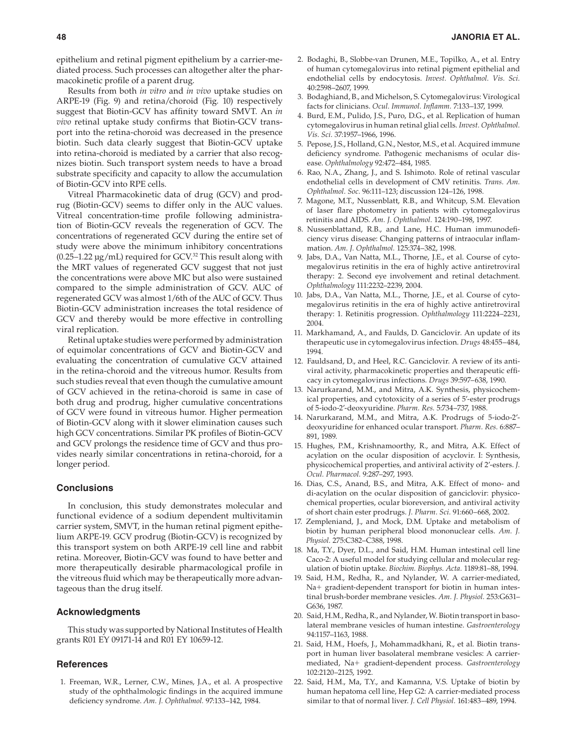epithelium and retinal pigment epithelium by a carrier-mediated process. Such processes can altogether alter the pharmacokinetic profile of a parent drug.

Results from both *in vitro* and *in vivo* uptake studies on ARPE-19 (Fig. 9) and retina/choroid (Fig. 10) respectively suggest that Biotin-GCV has affinity toward SMVT. An *in vivo* retinal uptake study confirms that Biotin-GCV transport into the retina-choroid was decreased in the presence biotin. Such data clearly suggest that Biotin-GCV uptake into retina-choroid is mediated by a carrier that also recognizes biotin. Such transport system needs to have a broad substrate specificity and capacity to allow the accumulation of Biotin-GCV into RPE cells.

Vitreal Pharmacokinetic data of drug (GCV) and prodrug (Biotin-GCV) seems to differ only in the AUC values. Vitreal concentration-time profile following administration of Biotin-GCV reveals the regeneration of GCV. The concentrations of regenerated GCV during the entire set of study were above the minimum inhibitory concentrations (0.25–1.22 μg/mL) required for GCV.[32] This result along with the MRT values of regenerated GCV suggest that not just the concentrations were above MIC but also were sustained compared to the simple administration of GCV. AUC of regenerated GCV was almost 1/6th of the AUC of GCV. Thus Biotin-GCV administration increases the total residence of GCV and thereby would be more effective in controlling viral replication.

Retinal uptake studies were performed by administration of equimolar concentrations of GCV and Biotin-GCV and evaluating the concentration of cumulative GCV attained in the retina-choroid and the vitreous humor. Results from such studies reveal that even though the cumulative amount of GCV achieved in the retina-choroid is same in case of both drug and prodrug, higher cumulative concentrations of GCV were found in vitreous humor. Higher permeation of Biotin-GCV along with it slower elimination causes such high GCV concentrations. Similar PK profiles of Biotin-GCV and GCV prolongs the residence time of GCV and thus provides nearly similar concentrations in retina-choroid, for a longer period.

## Conclusions

In conclusion, this study demonstrates molecular and functional evidence of a sodium dependent multivitamin carrier system, SMVT, in the human retinal pigment epithelium ARPE-19. GCV prodrug (Biotin-GCV) is recognized by this transport system on both ARPE-19 cell line and rabbit retina. Moreover, Biotin-GCV was found to have better and more therapeutically desirable pharmacological profile in the vitreous fluid which may be therapeutically more advantageous than the drug itself.

## Acknowledgments

This study was supported by National Institutes of Health grants R01 EY 09171-14 and R01 EY 10659-12.

## References

1. Freeman, W.R., Lerner, C.W., Mines, J.A., et al. A prospective study of the ophthalmologic findings in the acquired immune deficiency syndrome. *Am. J. Ophthalmol.* 97:133–142, 1984.
2. Bodaghi, B., Slobbe-van Drunen, M.E., Topilko, A., et al. Entry of human cytomegalovirus into retinal pigment epithelial and endothelial cells by endocytosis. *Invest. Ophthalmol. Vis. Sci.* 40:2598–2607, 1999.
3. Bodaghiand, B., and Michelson, S. Cytomegalovirus: Virological facts for clinicians. *Ocul. Immunol. Inflamm.* 7:133–137, 1999.
4. Burd, E.M., Pulido, J.S., Puro, D.G., et al. Replication of human cytomegalovirus in human retinal glial cells. *Invest. Ophthalmol. Vis. Sci.* 37:1957–1966, 1996.
5. Pepose, J.S., Holland, G.N., Nestor, M.S., et al. Acquired immune deficiency syndrome. Pathogenic mechanisms of ocular disease. *Ophthalmology* 92:472–484, 1985.
6. Rao, N.A., Zhang, J., and S. Ishimoto. Role of retinal vascular endothelial cells in development of CMV retinitis. *Trans. Am. Ophthalmol. Soc.* 96:111–123; discussion 124–126, 1998.
7. Magone, M.T., Nussenblatt, R.B., and Whitcup, S.M. Elevation of laser flare photometry in patients with cytomegalovirus retinitis and AIDS. *Am. J. Ophthalmol.* 124:190–198, 1997.
8. Nussenblattand, R.B., and Lane, H.C. Human immunodeficiency virus disease: Changing patterns of intraocular inflammation. *Am. J. Ophthalmol.* 125:374–382, 1998.
9. Jabs, D.A., Van Natta, M.L., Thorne, J.E., et al. Course of cytomegalovirus retinitis in the era of highly active antiretroviral therapy: 2. Second eye involvement and retinal detachment. *Ophthalmology* 111:2232–2239, 2004.
10. Jabs, D.A., Van Natta, M.L., Thorne, J.E., et al. Course of cytomegalovirus retinitis in the era of highly active antiretroviral therapy: 1. Retinitis progression. *Ophthalmology* 111:2224–2231, 2004.
11. Markhamand, A., and Faulds, D. Ganciclovir. An update of its therapeutic use in cytomegalovirus infection. *Drugs* 48:455–484, 1994.
12. Fauldsand, D., and Heel, R.C. Ganciclovir. A review of its antiviral activity, pharmacokinetic properties and therapeutic efficacy in cytomegalovirus infections. *Drugs* 39:597–638, 1990.
13. Narurkarand, M.M., and Mitra, A.K. Synthesis, physicochemical properties, and cytotoxicity of a series of 5′-ester prodrugs of 5-iodo-2′-deoxyuridine. *Pharm. Res.* 5:734–737, 1988.
14. Narurkarand, M.M., and Mitra, A.K. Prodrugs of 5-iodo-2′-deoxyuridine for enhanced ocular transport. *Pharm. Res.* 6:887–891, 1989.
15. Hughes, P.M., Krishnamoorthy, R., and Mitra, A.K. Effect of acylation on the ocular disposition of acyclovir. I: Synthesis, physicochemical properties, and antiviral activity of 2′-esters. *J. Ocul. Pharmacol.* 9:287–297, 1993.
16. Dias, C.S., Anand, B.S., and Mitra, A.K. Effect of mono- and di-acylation on the ocular disposition of ganciclovir: physicochemical properties, ocular bioreversion, and antiviral activity of short chain ester prodrugs. *J. Pharm. Sci.* 91:660–668, 2002.
17. Zempleniand, J., and Mock, D.M. Uptake and metabolism of biotin by human peripheral blood mononuclear cells. *Am. J. Physiol.* 275:C382–C388, 1998.
18. Ma, T.Y., Dyer, D.L., and Said, H.M. Human intestinal cell line Caco-2: A useful model for studying cellular and molecular regulation of biotin uptake. *Biochim. Biophys. Acta.* 1189:81–88, 1994.
19. Said, H.M., Redha, R., and Nylander, W. A carrier-mediated, Na+ gradient-dependent transport for biotin in human intestinal brush-border membrane vesicles. *Am. J. Physiol.* 253:G631–G636, 1987.
20. Said, H.M., Redha, R., and Nylander, W. Biotin transport in basolateral membrane vesicles of human intestine. *Gastroenterology* 94:1157–1163, 1988.
21. Said, H.M., Hoefs, J., Mohammadkhani, R., et al. Biotin transport in human liver basolateral membrane vesicles: A carrier-mediated, Na+ gradient-dependent process. *Gastroenterology* 102:2120–2125, 1992.
22. Said, H.M., Ma, T.Y., and Kamanna, V.S. Uptake of biotin by human hepatoma cell line, Hep G2: A carrier-mediated process similar to that of normal liver. *J. Cell Physiol.* 161:483–489, 1994.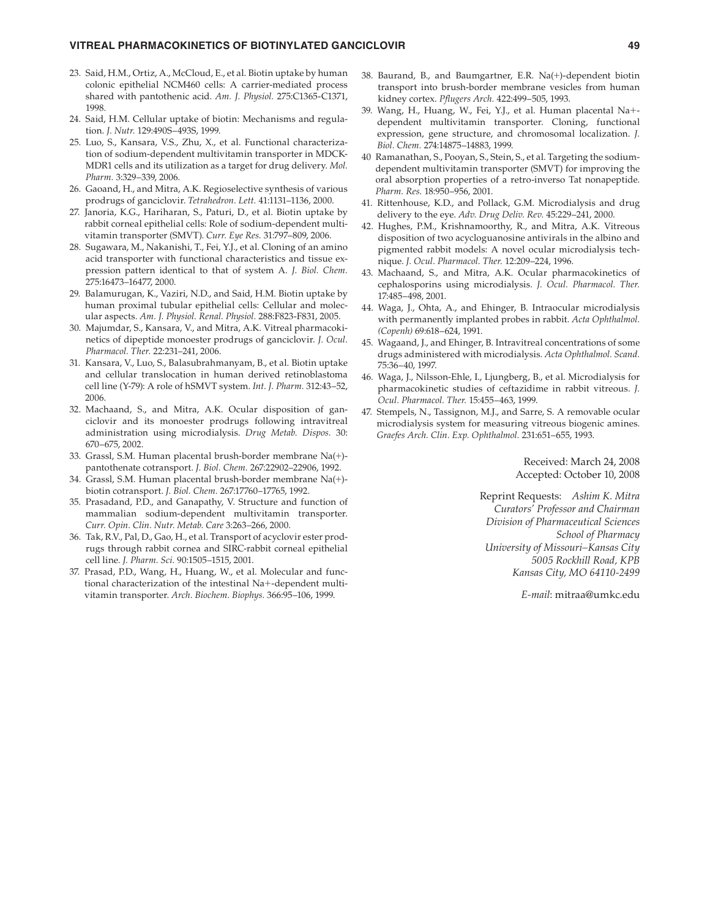23. Said, H.M., Ortiz, A., McCloud, E., et al. Biotin uptake by human colonic epithelial NCM460 cells: A carrier-mediated process shared with pantothenic acid. *Am. J. Physiol.* 275:C1365–C1371, 1998.
24. Said, H.M. Cellular uptake of biotin: Mechanisms and regulation. *J. Nutr.* 129:490S–493S, 1999.
25. Luo, S., Kansara, V.S., Zhu, X., et al. Functional characterization of sodium-dependent multivitamin transporter in MDCK-MDR1 cells and its utilization as a target for drug delivery. *Mol. Pharm.* 3:329–339, 2006.
26. Gaoand, H., and Mitra, A.K. Regioselective synthesis of various prodrugs of ganciclovir. *Tetrahedron. Lett.* 41:1131–1136, 2000.
27. Janoria, K.G., Hariharan, S., Paturi, D., et al. Biotin uptake by rabbit corneal epithelial cells: Role of sodium-dependent multivitamin transporter (SMVT). *Curr. Eye Res.* 31:797–809, 2006.
28. Sugawara, M., Nakanishi, T., Fei, Y.J., et al. Cloning of an amino acid transporter with functional characteristics and tissue expression pattern identical to that of system A. *J. Biol. Chem.* 275:16473–16477, 2000.
29. Balamurugan, K., Vaziri, N.D., and Said, H.M. Biotin uptake by human proximal tubular epithelial cells: Cellular and molecular aspects. *Am. J. Physiol. Renal. Physiol.* 288:F823-F831, 2005.
30. Majumdar, S., Kansara, V., and Mitra, A.K. Vitreal pharmacokinetics of dipeptide monoester prodrugs of ganciclovir. *J. Ocul. Pharmacol. Ther.* 22:231–241, 2006.
31. Kansara, V., Luo, S., Balasubrahmanyam, B., et al. Biotin uptake and cellular translocation in human derived retinoblastoma cell line (Y-79): A role of hSMVT system. *Int. J. Pharm.* 312:43–52, 2006.
32. Machaand, S., and Mitra, A.K. Ocular disposition of ganciclovir and its monoester prodrugs following intravitreal administration using microdialysis. *Drug Metab. Dispos.* 30: 670–675, 2002.
33. Grassl, S.M. Human placental brush-border membrane Na(+)-pantothenate cotransport. *J. Biol. Chem.* 267:22902–22906, 1992.
34. Grassl, S.M. Human placental brush-border membrane Na(+)-biotin cotransport. *J. Biol. Chem.* 267:17760–17765, 1992.
35. Prasadand, P.D., and Ganapathy, V. Structure and function of mammalian sodium-dependent multivitamin transporter. *Curr. Opin. Clin. Nutr. Metab. Care* 3:263–266, 2000.
36. Tak, R.V., Pal, D., Gao, H., et al. Transport of acyclovir ester prodrugs through rabbit cornea and SIRC-rabbit corneal epithelial cell line. *J. Pharm. Sci.* 90:1505–1515, 2001.
37. Prasad, P.D., Wang, H., Huang, W., et al. Molecular and functional characterization of the intestinal Na+-dependent multivitamin transporter. *Arch. Biochem. Biophys.* 366:95–106, 1999.
38. Baurand, B., and Baumgartner, E.R. Na(+)-dependent biotin transport into brush-border membrane vesicles from human kidney cortex. *Pflugers Arch.* 422:499–505, 1993.
39. Wang, H., Huang, W., Fei, Y.J., et al. Human placental Na+-dependent multivitamin transporter. Cloning, functional expression, gene structure, and chromosomal localization. *J. Biol. Chem.* 274:14875–14883, 1999.
40 Ramanathan, S., Pooyan, S., Stein, S., et al. Targeting the sodium-dependent multivitamin transporter (SMVT) for improving the oral absorption properties of a retro-inverso Tat nonapeptide. *Pharm. Res.* 18:950–956, 2001.
41. Rittenhouse, K.D., and Pollack, G.M. Microdialysis and drug delivery to the eye. *Adv. Drug Deliv. Rev.* 45:229–241, 2000.
42. Hughes, P.M., Krishnamoorthy, R., and Mitra, A.K. Vitreous disposition of two acycloguanosine antivirals in the albino and pigmented rabbit models: A novel ocular microdialysis technique. *J. Ocul. Pharmacol. Ther.* 12:209–224, 1996.
43. Machaand, S., and Mitra, A.K. Ocular pharmacokinetics of cephalosporins using microdialysis. *J. Ocul. Pharmacol. Ther.* 17:485–498, 2001.
44. Waga, J., Ohta, A., and Ehinger, B. Intraocular microdialysis with permanently implanted probes in rabbit. *Acta Ophthalmol. (Copenh)* 69:618–624, 1991.
45. Wagaand, J., and Ehinger, B. Intravitreal concentrations of some drugs administered with microdialysis. *Acta Ophthalmol. Scand.* 75:36–40, 1997.
46. Waga, J., Nilsson-Ehle, I., Ljungberg, B., et al. Microdialysis for pharmacokinetic studies of ceftazidime in rabbit vitreous. *J. Ocul. Pharmacol. Ther.* 15:455–463, 1999.
47. Stempels, N., Tassignon, M.J., and Sarre, S. A removable ocular microdialysis system for measuring vitreous biogenic amines. *Graefes Arch. Clin. Exp. Ophthalmol.* 231:651–655, 1993.

Received: March 24, 2008
Accepted: October 10, 2008

Reprint Requests: *Ashim K. Mitra*
*Curators' Professor and Chairman*
*Division of Pharmaceutical Sciences*
*School of Pharmacy*
*University of Missouri–Kansas City*
*5005 Rockhill Road, KPB*
*Kansas City, MO 64110-2499*

*E-mail*: mitraa@umkc.edu